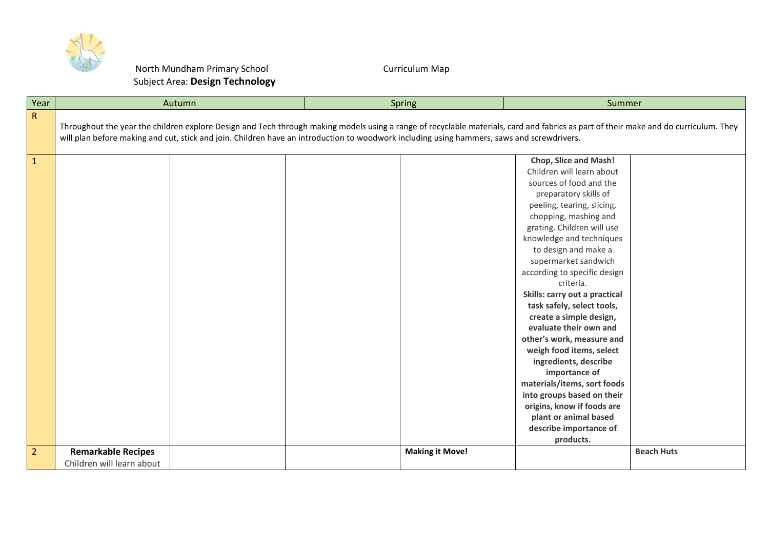North Mundham Primary School

Curriculum Map

Subject Area: **Design Technology**

| Year | Autumn | | Spring | | Summer | |
|---|---|---|---|---|---|---|
| R | Throughout the year the children explore Design and Tech through making models using a range of recyclable materials, card and fabrics as part of their make and do curriculum. They will plan before making and cut, stick and join. Children have an introduction to woodwork including using hammers, saws and screwdrivers. | | | | | |
| 1 | | | | | **Chop, Slice and Mash!** Children will learn about sources of food and the preparatory skills of peeling, tearing, slicing, chopping, mashing and grating. Children will use knowledge and techniques to design and make a supermarket sandwich according to specific design criteria. **Skills: carry out a practical task safely, select tools, create a simple design, evaluate their own and other's work, measure and weigh food items, select ingredients, describe importance of materials/items, sort foods into groups based on their origins, know if foods are plant or animal based describe importance of products.** | |
| 2 | **Remarkable Recipes** Children will learn about | | | **Making it Move!** | | **Beach Huts** |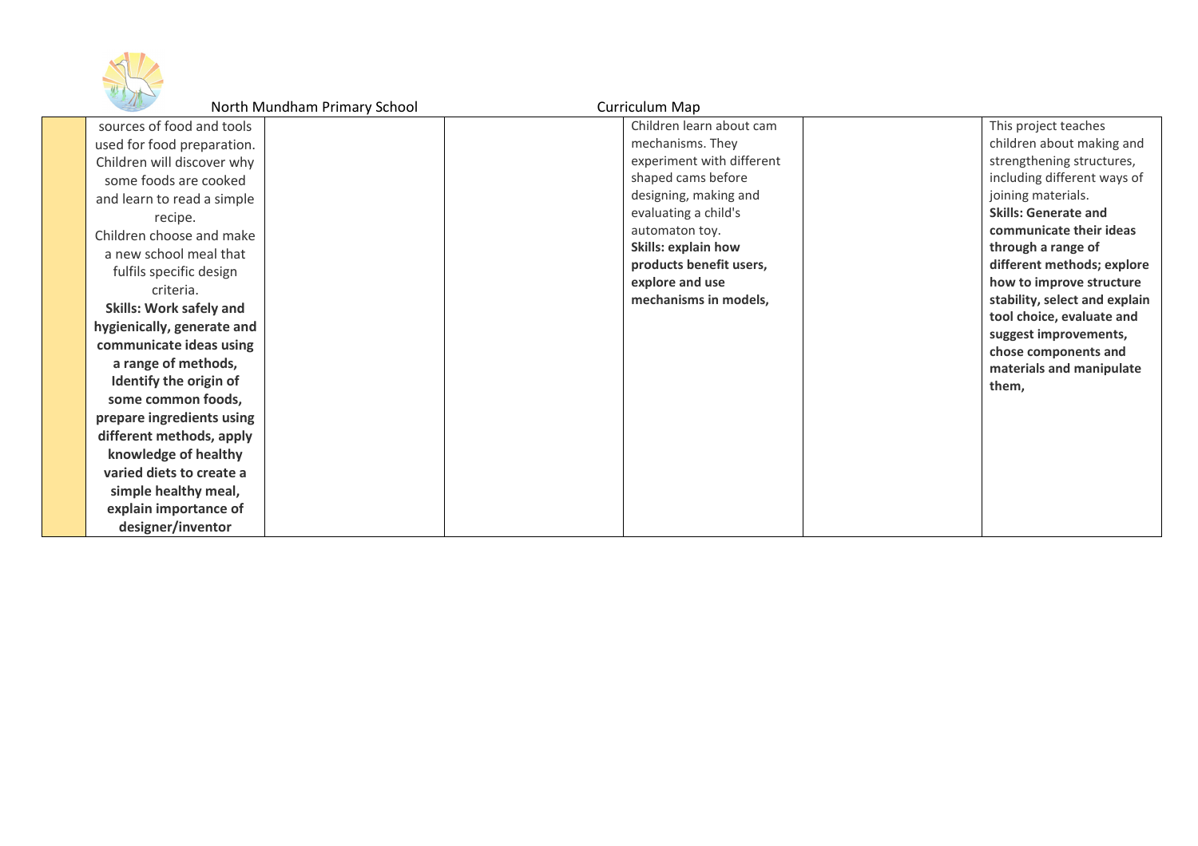| | | | | | | |
|---|---|---|---|---|---|---|
| | sources of food and tools used for food preparation. Children will discover why some foods are cooked and learn to read a simple recipe. Children choose and make a new school meal that fulfils specific design criteria. **Skills: Work safely and hygienically, generate and communicate ideas using a range of methods, Identify the origin of some common foods, prepare ingredients using different methods, apply knowledge of healthy varied diets to create a simple healthy meal, explain importance of designer/inventor** | | | Children learn about cam mechanisms. They experiment with different shaped cams before designing, making and evaluating a child's automaton toy. **Skills: explain how products benefit users, explore and use mechanisms in models,** | | This project teaches children about making and strengthening structures, including different ways of joining materials. **Skills: Generate and communicate their ideas through a range of different methods; explore how to improve structure stability, select and explain tool choice, evaluate and suggest improvements, chose components and materials and manipulate them,** |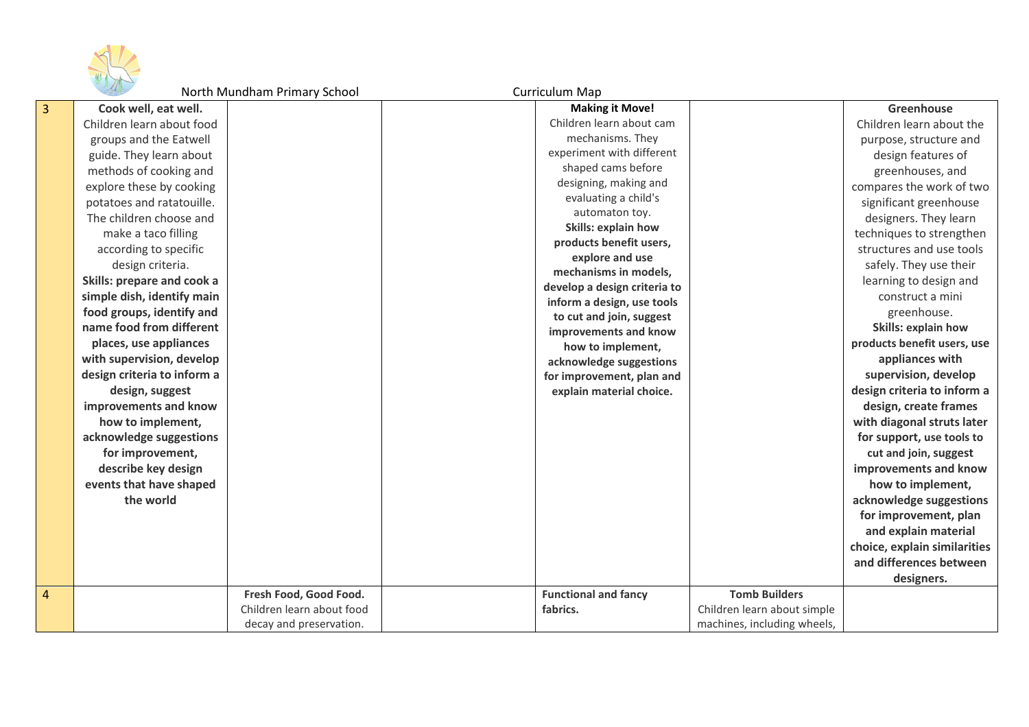North Mundham Primary School    Curriculum Map

| | | | | | | |
|---|---|---|---|---|---|---|
| 3 | **Cook well, eat well.** Children learn about food groups and the Eatwell guide. They learn about methods of cooking and explore these by cooking potatoes and ratatouille. The children choose and make a taco filling according to specific design criteria. **Skills: prepare and cook a simple dish, identify main food groups, identify and name food from different places, use appliances with supervision, develop design criteria to inform a design, suggest improvements and know how to implement, acknowledge suggestions for improvement, describe key design events that have shaped the world** | | | **Making it Move!** Children learn about cam mechanisms. They experiment with different shaped cams before designing, making and evaluating a child's automaton toy. **Skills: explain how products benefit users, explore and use mechanisms in models, develop a design criteria to inform a design, use tools to cut and join, suggest improvements and know how to implement, acknowledge suggestions for improvement, plan and explain material choice.** | | **Greenhouse** Children learn about the purpose, structure and design features of greenhouses, and compares the work of two significant greenhouse designers. They learn techniques to strengthen structures and use tools safely. They use their learning to design and construct a mini greenhouse. **Skills: explain how products benefit users, use appliances with supervision, develop design criteria to inform a design, create frames with diagonal struts later for support, use tools to cut and join, suggest improvements and know how to implement, acknowledge suggestions for improvement, plan and explain material choice, explain similarities and differences between designers.** |
| 4 | | **Fresh Food, Good Food.** Children learn about food decay and preservation. | | **Functional and fancy fabrics.** | **Tomb Builders** Children learn about simple machines, including wheels, | |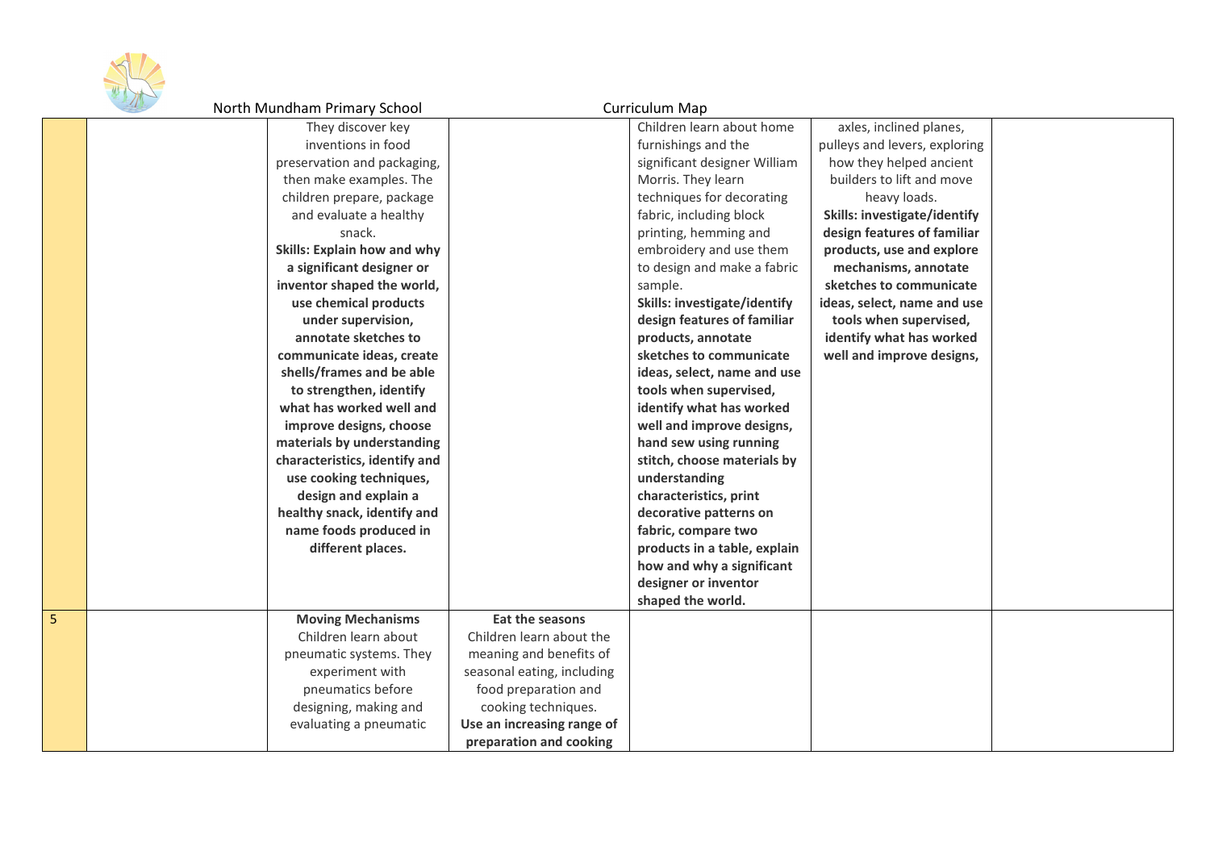North Mundham Primary School Curriculum Map

| | | | | | | |
|---|---|---|---|---|---|---|
| | | They discover key inventions in food preservation and packaging, then make examples. The children prepare, package and evaluate a healthy snack. **Skills: Explain how and why a significant designer or inventor shaped the world, use chemical products under supervision, annotate sketches to communicate ideas, create shells/frames and be able to strengthen, identify what has worked well and improve designs, choose materials by understanding characteristics, identify and use cooking techniques, design and explain a healthy snack, identify and name foods produced in different places.** | | Children learn about home furnishings and the significant designer William Morris. They learn techniques for decorating fabric, including block printing, hemming and embroidery and use them to design and make a fabric sample. **Skills: investigate/identify design features of familiar products, annotate sketches to communicate ideas, select, name and use tools when supervised, identify what has worked well and improve designs, hand sew using running stitch, choose materials by understanding characteristics, print decorative patterns on fabric, compare two products in a table, explain how and why a significant designer or inventor shaped the world.** | axles, inclined planes, pulleys and levers, exploring how they helped ancient builders to lift and move heavy loads. **Skills: investigate/identify design features of familiar products, use and explore mechanisms, annotate sketches to communicate ideas, select, name and use tools when supervised, identify what has worked well and improve designs,** | |
| 5 | | **Moving Mechanisms** Children learn about pneumatic systems. They experiment with pneumatics before designing, making and evaluating a pneumatic | **Eat the seasons** Children learn about the meaning and benefits of seasonal eating, including food preparation and cooking techniques. **Use an increasing range of preparation and cooking** | | | |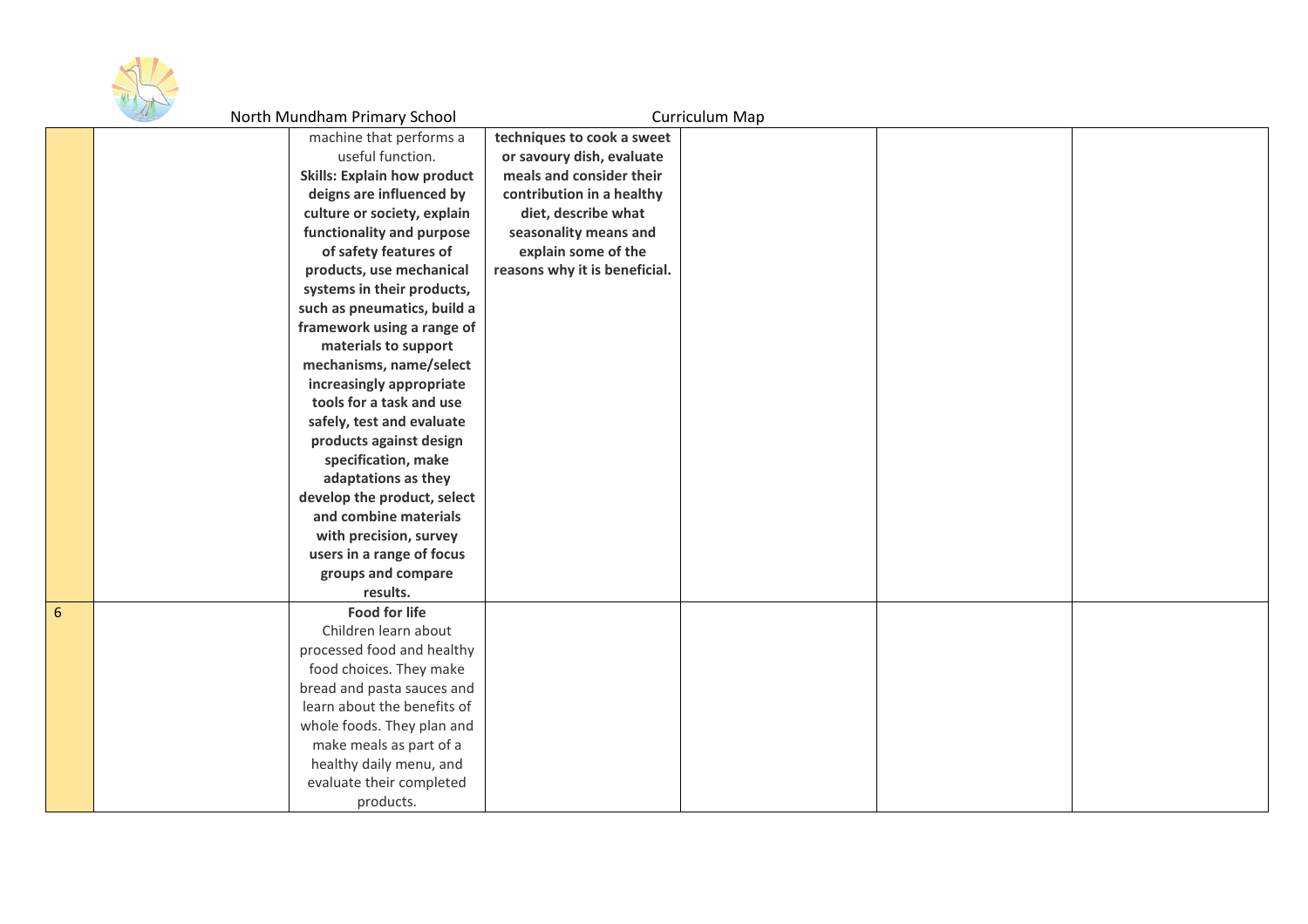| | | | | | | |
|---|---|---|---|---|---|---|
| | | machine that performs a useful function. **Skills: Explain how product deigns are influenced by culture or society, explain functionality and purpose of safety features of products, use mechanical systems in their products, such as pneumatics, build a framework using a range of materials to support mechanisms, name/select increasingly appropriate tools for a task and use safely, test and evaluate products against design specification, make adaptations as they develop the product, select and combine materials with precision, survey users in a range of focus groups and compare results.** | **techniques to cook a sweet or savoury dish, evaluate meals and consider their contribution in a healthy diet, describe what seasonality means and explain some of the reasons why it is beneficial.** | | | |
| 6 | | **Food for life** Children learn about processed food and healthy food choices. They make bread and pasta sauces and learn about the benefits of whole foods. They plan and make meals as part of a healthy daily menu, and evaluate their completed products. | | | | |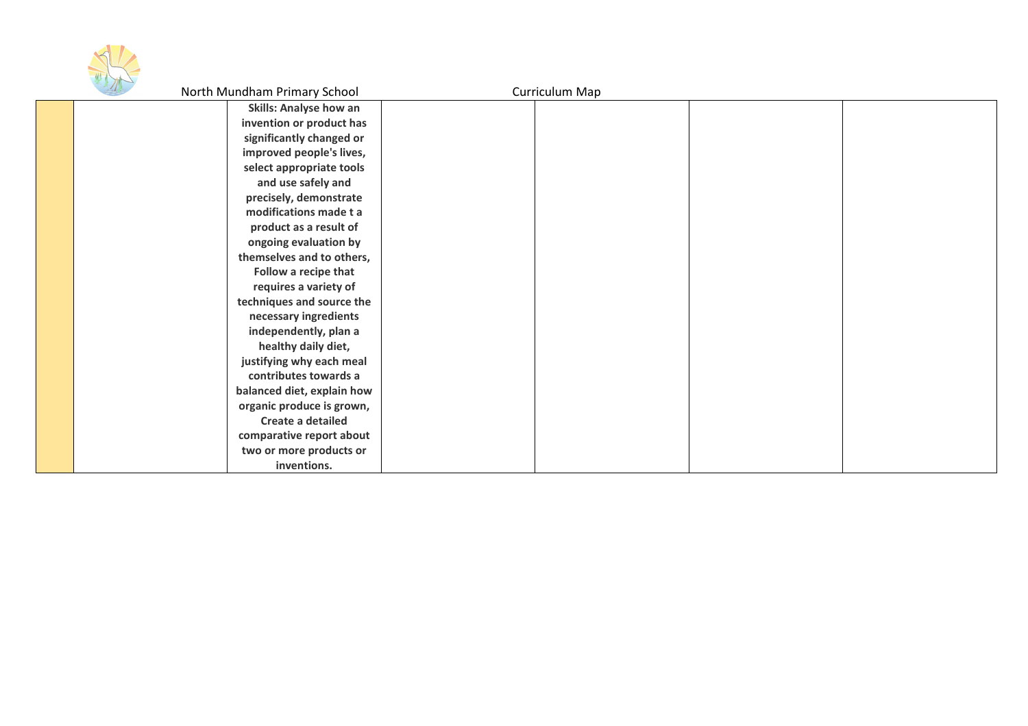| | | | | | | |
|---|---|---|---|---|---|---|
| | | **Skills: Analyse how an invention or product has significantly changed or improved people's lives, select appropriate tools and use safely and precisely, demonstrate modifications made t a product as a result of ongoing evaluation by themselves and to others, Follow a recipe that requires a variety of techniques and source the necessary ingredients independently, plan a healthy daily diet, justifying why each meal contributes towards a balanced diet, explain how organic produce is grown, Create a detailed comparative report about two or more products or inventions.** | | | | |